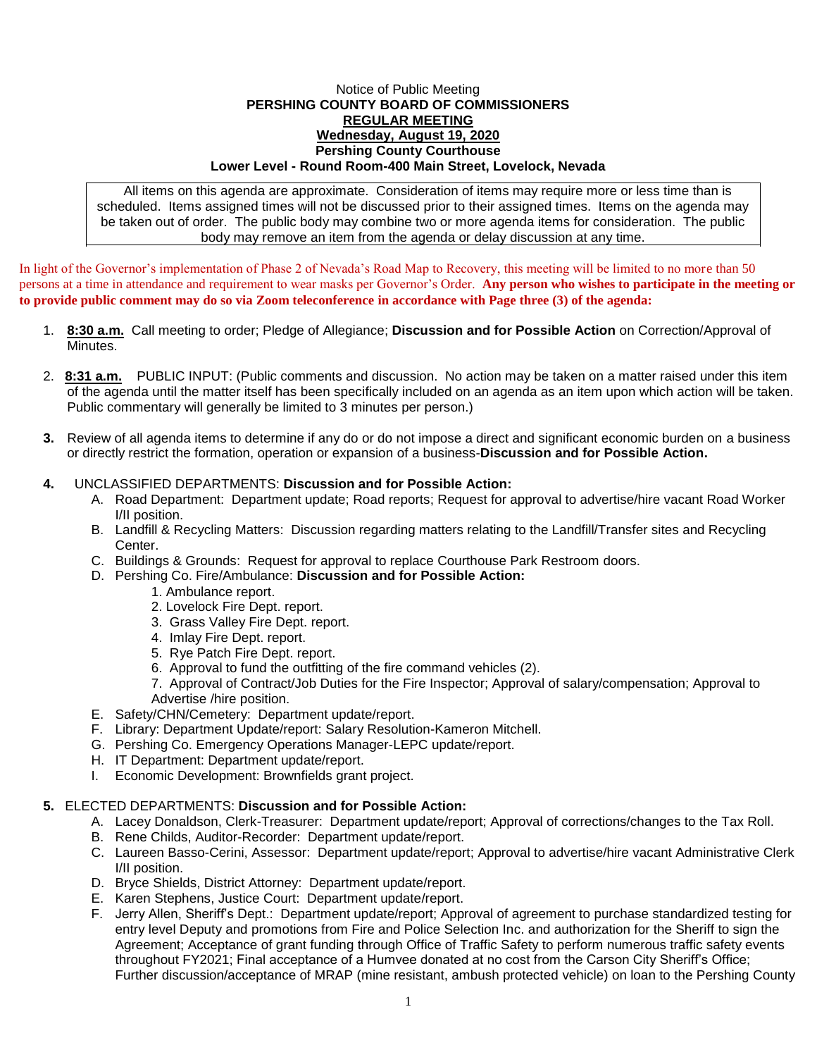Notice of Public Meeting

**PERSHING COUNTY BOARD OF COMMISSIONERS**

**REGULAR MEETING**

**Wednesday, August 19, 2020**

**Pershing County Courthouse**

**Lower Level - Round Room-400 Main Street, Lovelock, Nevada**

All items on this agenda are approximate. Consideration of items may require more or less time than is scheduled. Items assigned times will not be discussed prior to their assigned times. Items on the agenda may be taken out of order. The public body may combine two or more agenda items for consideration. The public body may remove an item from the agenda or delay discussion at any time.

In light of the Governor's implementation of Phase 2 of Nevada's Road Map to Recovery, this meeting will be limited to no more than 50 persons at a time in attendance and requirement to wear masks per Governor's Order. **Any person who wishes to participate in the meeting or to provide public comment may do so via Zoom teleconference in accordance with Page three (3) of the agenda:**

1. **8:30 a.m.** Call meeting to order; Pledge of Allegiance; **Discussion and for Possible Action** on Correction/Approval of Minutes.

2. **8:31 a.m.** PUBLIC INPUT: (Public comments and discussion. No action may be taken on a matter raised under this item of the agenda until the matter itself has been specifically included on an agenda as an item upon which action will be taken. Public commentary will generally be limited to 3 minutes per person.)

3. Review of all agenda items to determine if any do or do not impose a direct and significant economic burden on a business or directly restrict the formation, operation or expansion of a business-**Discussion and for Possible Action.**

4. UNCLASSIFIED DEPARTMENTS: **Discussion and for Possible Action:**
   - A. Road Department: Department update; Road reports; Request for approval to advertise/hire vacant Road Worker I/II position.
   - B. Landfill & Recycling Matters: Discussion regarding matters relating to the Landfill/Transfer sites and Recycling Center.
   - C. Buildings & Grounds: Request for approval to replace Courthouse Park Restroom doors.
   - D. Pershing Co. Fire/Ambulance: **Discussion and for Possible Action:**
     1. Ambulance report.
     2. Lovelock Fire Dept. report.
     3. Grass Valley Fire Dept. report.
     4. Imlay Fire Dept. report.
     5. Rye Patch Fire Dept. report.
     6. Approval to fund the outfitting of the fire command vehicles (2).
     7. Approval of Contract/Job Duties for the Fire Inspector; Approval of salary/compensation; Approval to Advertise /hire position.
   - E. Safety/CHN/Cemetery: Department update/report.
   - F. Library: Department Update/report: Salary Resolution-Kameron Mitchell.
   - G. Pershing Co. Emergency Operations Manager-LEPC update/report.
   - H. IT Department: Department update/report.
   - I. Economic Development: Brownfields grant project.

5. ELECTED DEPARTMENTS: **Discussion and for Possible Action:**
   - A. Lacey Donaldson, Clerk-Treasurer: Department update/report; Approval of corrections/changes to the Tax Roll.
   - B. Rene Childs, Auditor-Recorder: Department update/report.
   - C. Laureen Basso-Cerini, Assessor: Department update/report; Approval to advertise/hire vacant Administrative Clerk I/II position.
   - D. Bryce Shields, District Attorney: Department update/report.
   - E. Karen Stephens, Justice Court: Department update/report.
   - F. Jerry Allen, Sheriff's Dept.: Department update/report; Approval of agreement to purchase standardized testing for entry level Deputy and promotions from Fire and Police Selection Inc. and authorization for the Sheriff to sign the Agreement; Acceptance of grant funding through Office of Traffic Safety to perform numerous traffic safety events throughout FY2021; Final acceptance of a Humvee donated at no cost from the Carson City Sheriff's Office; Further discussion/acceptance of MRAP (mine resistant, ambush protected vehicle) on loan to the Pershing County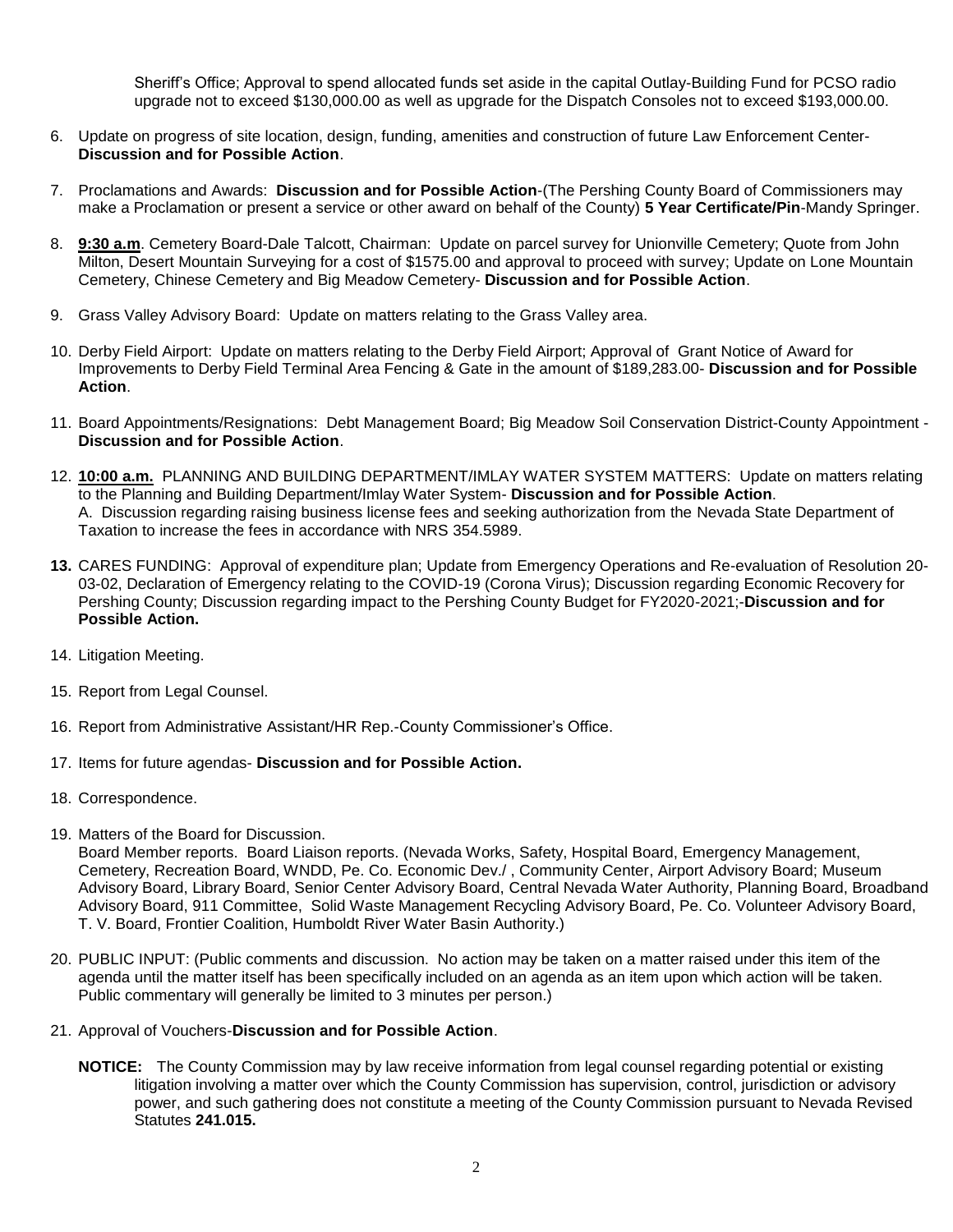Sheriff's Office; Approval to spend allocated funds set aside in the capital Outlay-Building Fund for PCSO radio upgrade not to exceed $130,000.00 as well as upgrade for the Dispatch Consoles not to exceed $193,000.00.

6. Update on progress of site location, design, funding, amenities and construction of future Law Enforcement Center- **Discussion and for Possible Action**.

7. Proclamations and Awards: **Discussion and for Possible Action**-(The Pershing County Board of Commissioners may make a Proclamation or present a service or other award on behalf of the County) **5 Year Certificate/Pin**-Mandy Springer.

8. **9:30 a.m**. Cemetery Board-Dale Talcott, Chairman: Update on parcel survey for Unionville Cemetery; Quote from John Milton, Desert Mountain Surveying for a cost of $1575.00 and approval to proceed with survey; Update on Lone Mountain Cemetery, Chinese Cemetery and Big Meadow Cemetery- **Discussion and for Possible Action**.

9. Grass Valley Advisory Board: Update on matters relating to the Grass Valley area.

10. Derby Field Airport: Update on matters relating to the Derby Field Airport; Approval of Grant Notice of Award for Improvements to Derby Field Terminal Area Fencing & Gate in the amount of $189,283.00- **Discussion and for Possible Action**.

11. Board Appointments/Resignations: Debt Management Board; Big Meadow Soil Conservation District-County Appointment - **Discussion and for Possible Action**.

12. **10:00 a.m.** PLANNING AND BUILDING DEPARTMENT/IMLAY WATER SYSTEM MATTERS: Update on matters relating to the Planning and Building Department/Imlay Water System- **Discussion and for Possible Action**.
    A. Discussion regarding raising business license fees and seeking authorization from the Nevada State Department of Taxation to increase the fees in accordance with NRS 354.5989.

13. CARES FUNDING: Approval of expenditure plan; Update from Emergency Operations and Re-evaluation of Resolution 20-03-02, Declaration of Emergency relating to the COVID-19 (Corona Virus); Discussion regarding Economic Recovery for Pershing County; Discussion regarding impact to the Pershing County Budget for FY2020-2021;-**Discussion and for Possible Action.**

14. Litigation Meeting.

15. Report from Legal Counsel.

16. Report from Administrative Assistant/HR Rep.-County Commissioner's Office.

17. Items for future agendas- **Discussion and for Possible Action.**

18. Correspondence.

19. Matters of the Board for Discussion.
    Board Member reports. Board Liaison reports. (Nevada Works, Safety, Hospital Board, Emergency Management, Cemetery, Recreation Board, WNDD, Pe. Co. Economic Dev./ , Community Center, Airport Advisory Board; Museum Advisory Board, Library Board, Senior Center Advisory Board, Central Nevada Water Authority, Planning Board, Broadband Advisory Board, 911 Committee, Solid Waste Management Recycling Advisory Board, Pe. Co. Volunteer Advisory Board, T. V. Board, Frontier Coalition, Humboldt River Water Basin Authority.)

20. PUBLIC INPUT: (Public comments and discussion. No action may be taken on a matter raised under this item of the agenda until the matter itself has been specifically included on an agenda as an item upon which action will be taken. Public commentary will generally be limited to 3 minutes per person.)

21. Approval of Vouchers-**Discussion and for Possible Action**.

**NOTICE:** The County Commission may by law receive information from legal counsel regarding potential or existing litigation involving a matter over which the County Commission has supervision, control, jurisdiction or advisory power, and such gathering does not constitute a meeting of the County Commission pursuant to Nevada Revised Statutes **241.015.**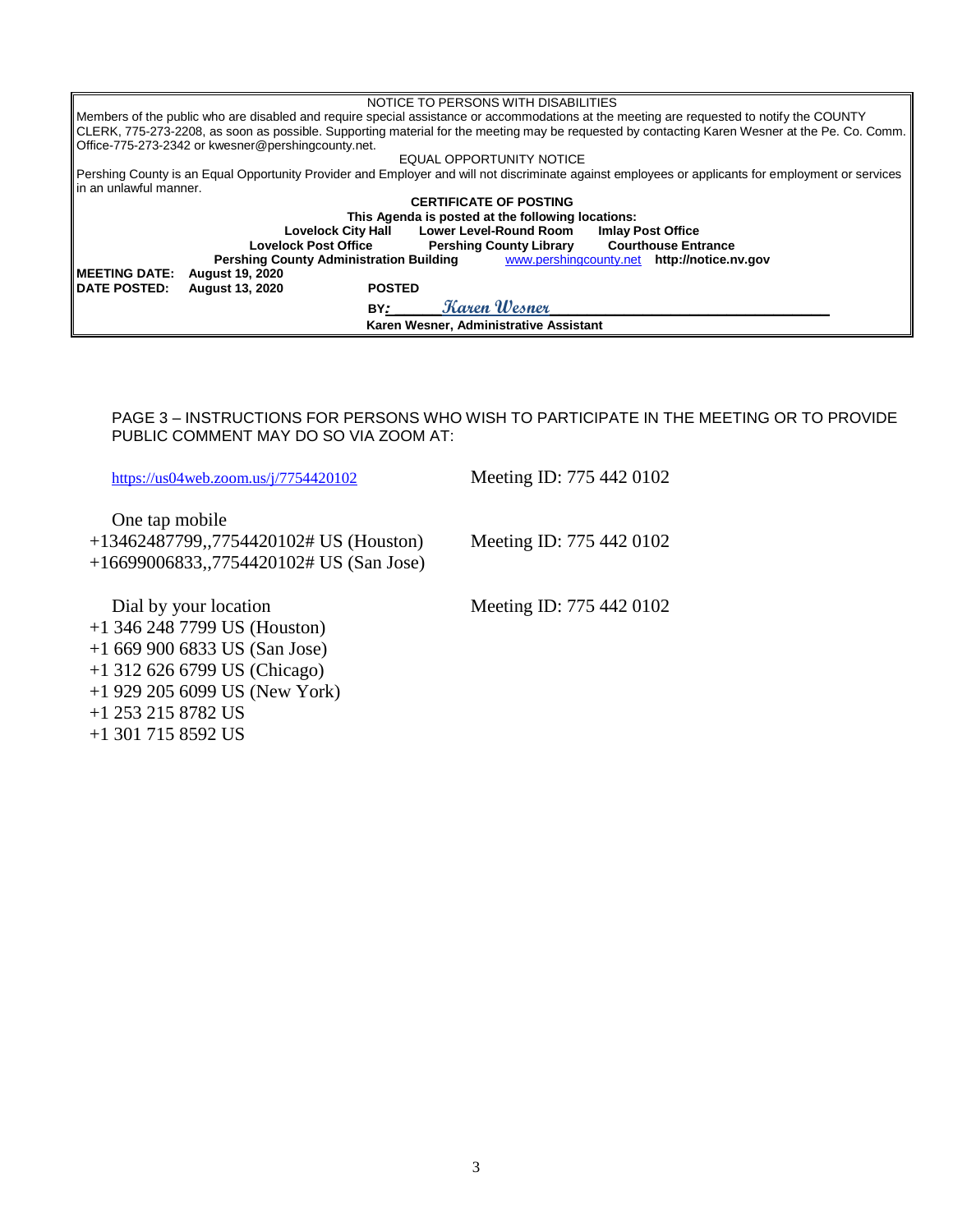NOTICE TO PERSONS WITH DISABILITIES

Members of the public who are disabled and require special assistance or accommodations at the meeting are requested to notify the COUNTY CLERK, 775-273-2208, as soon as possible. Supporting material for the meeting may be requested by contacting Karen Wesner at the Pe. Co. Comm. Office-775-273-2342 or kwesner@pershingcounty.net.

EQUAL OPPORTUNITY NOTICE

Pershing County is an Equal Opportunity Provider and Employer and will not discriminate against employees or applicants for employment or services in an unlawful manner.

**CERTIFICATE OF POSTING**

**This Agenda is posted at the following locations:**

**Lovelock City Hall** **Lower Level-Round Room** **Imlay Post Office**
**Lovelock Post Office** **Pershing County Library** **Courthouse Entrance**
**Pershing County Administration Building** www.pershingcounty.net **http://notice.nv.gov**

**MEETING DATE:** **August 19, 2020**
**DATE POSTED:** **August 13, 2020** **POSTED**

**BY:** *Karen Wesner*
**Karen Wesner, Administrative Assistant**

PAGE 3 – INSTRUCTIONS FOR PERSONS WHO WISH TO PARTICIPATE IN THE MEETING OR TO PROVIDE PUBLIC COMMENT MAY DO SO VIA ZOOM AT:

https://us04web.zoom.us/j/7754420102 Meeting ID: 775 442 0102

One tap mobile
+13462487799,,7754420102# US (Houston) Meeting ID: 775 442 0102
+16699006833,,7754420102# US (San Jose)

Dial by your location Meeting ID: 775 442 0102
+1 346 248 7799 US (Houston)
+1 669 900 6833 US (San Jose)
+1 312 626 6799 US (Chicago)
+1 929 205 6099 US (New York)
+1 253 215 8782 US
+1 301 715 8592 US